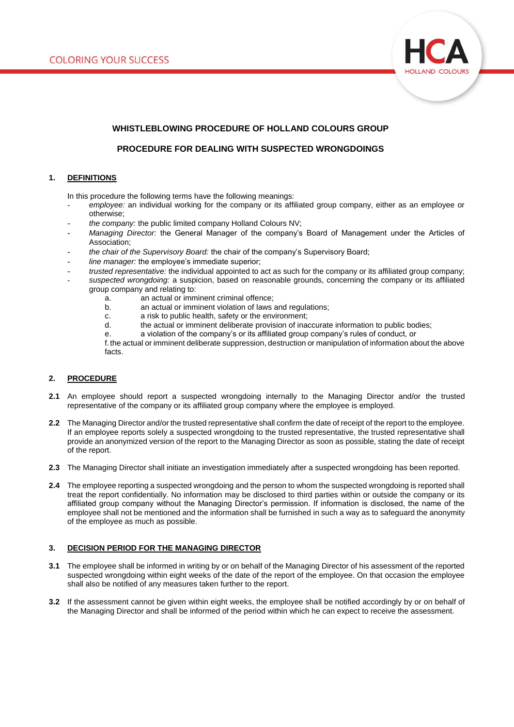# WHISTLEBLOWING PROCEDURE OF HOLLAND COLOURS GROUP

## PROCEDURE FOR DEALING WITH SUSPECTED WRONGDOINGS

### 1. DEFINITIONS

In this procedure the following terms have the following meanings:

- *employee:* an individual working for the company or its affiliated group company, either as an employee or otherwise;
- *the company:* the public limited company Holland Colours NV;
- *Managing Director:* the General Manager of the company's Board of Management under the Articles of Association;
- *the chair of the Supervisory Board:* the chair of the company's Supervisory Board;
- *line manager:* the employee's immediate superior;
- *trusted representative:* the individual appointed to act as such for the company or its affiliated group company;
- *suspected wrongdoing:* a suspicion, based on reasonable grounds, concerning the company or its affiliated group company and relating to:
  - a. an actual or imminent criminal offence;
  - b. an actual or imminent violation of laws and regulations;
  - c. a risk to public health, safety or the environment;
  - d. the actual or imminent deliberate provision of inaccurate information to public bodies;
  - e. a violation of the company's or its affiliated group company's rules of conduct, or
  - f. the actual or imminent deliberate suppression, destruction or manipulation of information about the above facts.

### 2. PROCEDURE

**2.1** An employee should report a suspected wrongdoing internally to the Managing Director and/or the trusted representative of the company or its affiliated group company where the employee is employed.

**2.2** The Managing Director and/or the trusted representative shall confirm the date of receipt of the report to the employee. If an employee reports solely a suspected wrongdoing to the trusted representative, the trusted representative shall provide an anonymized version of the report to the Managing Director as soon as possible, stating the date of receipt of the report.

**2.3** The Managing Director shall initiate an investigation immediately after a suspected wrongdoing has been reported.

**2.4** The employee reporting a suspected wrongdoing and the person to whom the suspected wrongdoing is reported shall treat the report confidentially. No information may be disclosed to third parties within or outside the company or its affiliated group company without the Managing Director's permission. If information is disclosed, the name of the employee shall not be mentioned and the information shall be furnished in such a way as to safeguard the anonymity of the employee as much as possible.

### 3. DECISION PERIOD FOR THE MANAGING DIRECTOR

**3.1** The employee shall be informed in writing by or on behalf of the Managing Director of his assessment of the reported suspected wrongdoing within eight weeks of the date of the report of the employee. On that occasion the employee shall also be notified of any measures taken further to the report.

**3.2** If the assessment cannot be given within eight weeks, the employee shall be notified accordingly by or on behalf of the Managing Director and shall be informed of the period within which he can expect to receive the assessment.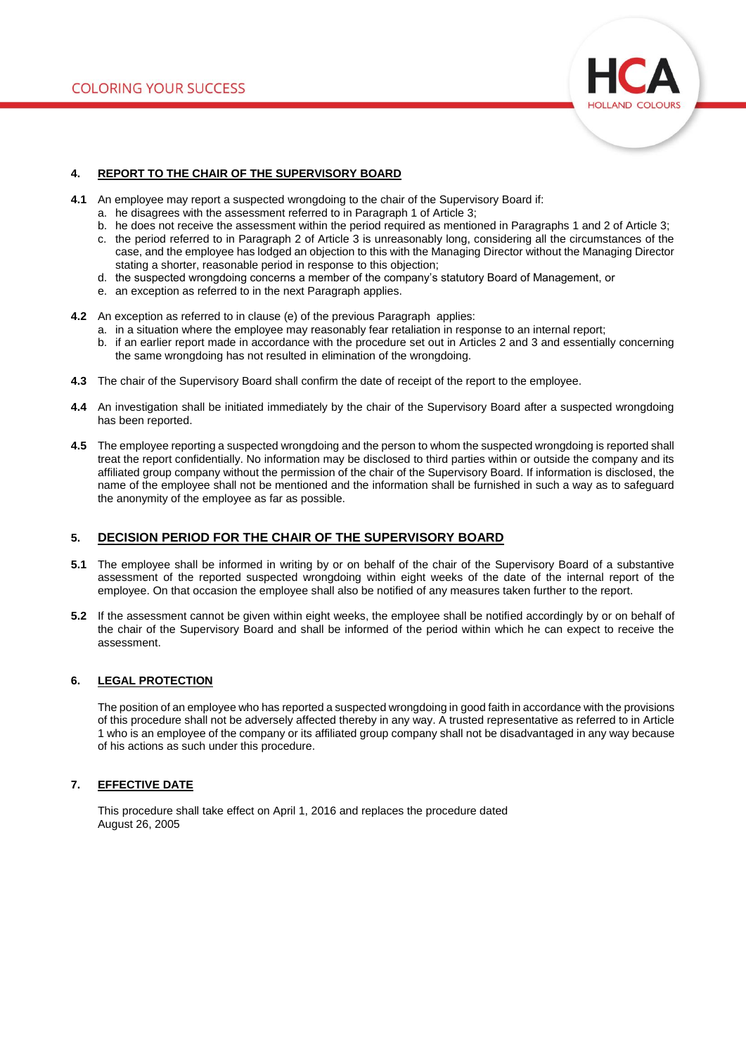## 4. REPORT TO THE CHAIR OF THE SUPERVISORY BOARD

**4.1** An employee may report a suspected wrongdoing to the chair of the Supervisory Board if:

a. he disagrees with the assessment referred to in Paragraph 1 of Article 3;
b. he does not receive the assessment within the period required as mentioned in Paragraphs 1 and 2 of Article 3;
c. the period referred to in Paragraph 2 of Article 3 is unreasonably long, considering all the circumstances of the case, and the employee has lodged an objection to this with the Managing Director without the Managing Director stating a shorter, reasonable period in response to this objection;
d. the suspected wrongdoing concerns a member of the company's statutory Board of Management, or
e. an exception as referred to in the next Paragraph applies.

**4.2** An exception as referred to in clause (e) of the previous Paragraph applies:

a. in a situation where the employee may reasonably fear retaliation in response to an internal report;
b. if an earlier report made in accordance with the procedure set out in Articles 2 and 3 and essentially concerning the same wrongdoing has not resulted in elimination of the wrongdoing.

**4.3** The chair of the Supervisory Board shall confirm the date of receipt of the report to the employee.

**4.4** An investigation shall be initiated immediately by the chair of the Supervisory Board after a suspected wrongdoing has been reported.

**4.5** The employee reporting a suspected wrongdoing and the person to whom the suspected wrongdoing is reported shall treat the report confidentially. No information may be disclosed to third parties within or outside the company and its affiliated group company without the permission of the chair of the Supervisory Board. If information is disclosed, the name of the employee shall not be mentioned and the information shall be furnished in such a way as to safeguard the anonymity of the employee as far as possible.

## 5. DECISION PERIOD FOR THE CHAIR OF THE SUPERVISORY BOARD

**5.1** The employee shall be informed in writing by or on behalf of the chair of the Supervisory Board of a substantive assessment of the reported suspected wrongdoing within eight weeks of the date of the internal report of the employee. On that occasion the employee shall also be notified of any measures taken further to the report.

**5.2** If the assessment cannot be given within eight weeks, the employee shall be notified accordingly by or on behalf of the chair of the Supervisory Board and shall be informed of the period within which he can expect to receive the assessment.

## 6. LEGAL PROTECTION

The position of an employee who has reported a suspected wrongdoing in good faith in accordance with the provisions of this procedure shall not be adversely affected thereby in any way. A trusted representative as referred to in Article 1 who is an employee of the company or its affiliated group company shall not be disadvantaged in any way because of his actions as such under this procedure.

## 7. EFFECTIVE DATE

This procedure shall take effect on April 1, 2016 and replaces the procedure dated August 26, 2005